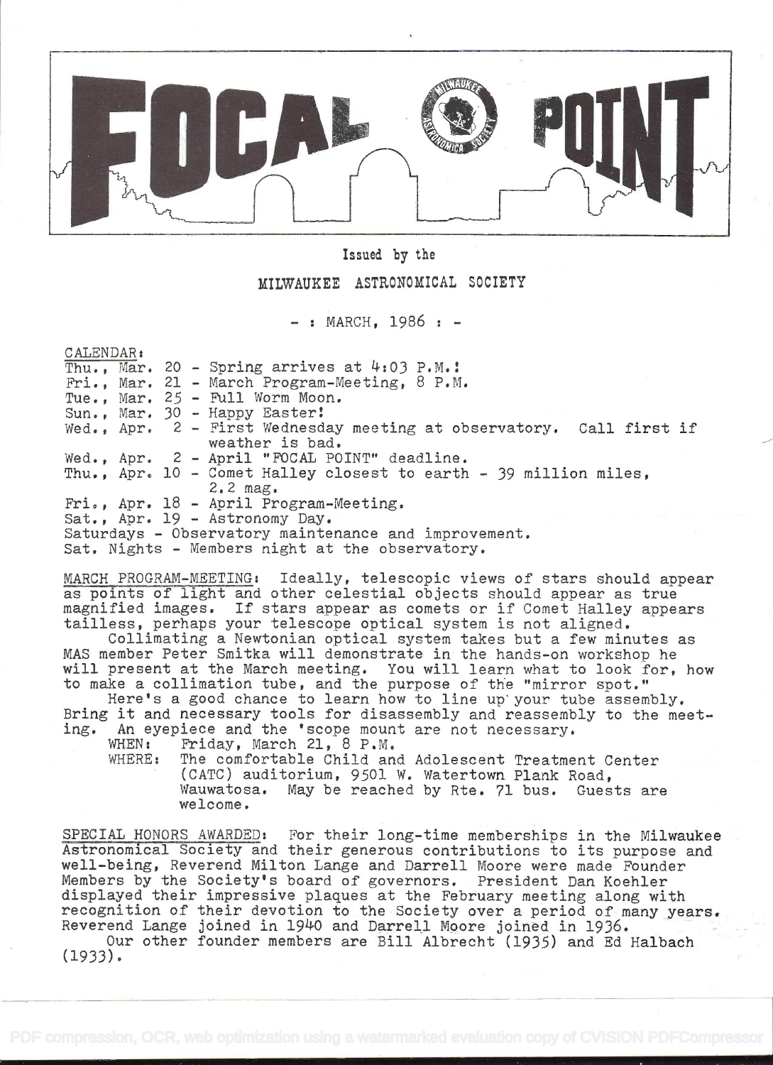# FOCAL POINT

Issued by the

MILWAUKEE ASTRONOMICAL SOCIETY

- : MARCH, 1986 : -

CALENDAR:

Thu., Mar. 20 - Spring arrives at 4:03 P.M.!
Fri., Mar. 21 - March Program-Meeting, 8 P.M.
Tue., Mar. 25 - Full Worm Moon.
Sun., Mar. 30 - Happy Easter!
Wed., Apr. 2 - First Wednesday meeting at observatory. Call first if weather is bad.
Wed., Apr. 2 - April "FOCAL POINT" deadline.
Thu., Apr. 10 - Comet Halley closest to earth - 39 million miles, 2.2 mag.
Fri., Apr. 18 - April Program-Meeting.
Sat., Apr. 19 - Astronomy Day.
Saturdays - Observatory maintenance and improvement.
Sat. Nights - Members night at the observatory.

MARCH PROGRAM-MEETING: Ideally, telescopic views of stars should appear as points of light and other celestial objects should appear as true magnified images. If stars appear as comets or if Comet Halley appears tailless, perhaps your telescope optical system is not aligned.

Collimating a Newtonian optical system takes but a few minutes as MAS member Peter Smitka will demonstrate in the hands-on workshop he will present at the March meeting. You will learn what to look for, how to make a collimation tube, and the purpose of the "mirror spot."

Here's a good chance to learn how to line up your tube assembly. Bring it and necessary tools for disassembly and reassembly to the meeting. An eyepiece and the 'scope mount are not necessary.

WHEN: Friday, March 21, 8 P.M.
WHERE: The comfortable Child and Adolescent Treatment Center (CATC) auditorium, 9501 W. Watertown Plank Road, Wauwatosa. May be reached by Rte. 71 bus. Guests are welcome.

SPECIAL HONORS AWARDED: For their long-time memberships in the Milwaukee Astronomical Society and their generous contributions to its purpose and well-being, Reverend Milton Lange and Darrell Moore were made Founder Members by the Society's board of governors. President Dan Koehler displayed their impressive plaques at the February meeting along with recognition of their devotion to the Society over a period of many years. Reverend Lange joined in 1940 and Darrell Moore joined in 1936.

Our other founder members are Bill Albrecht (1935) and Ed Halbach (1933).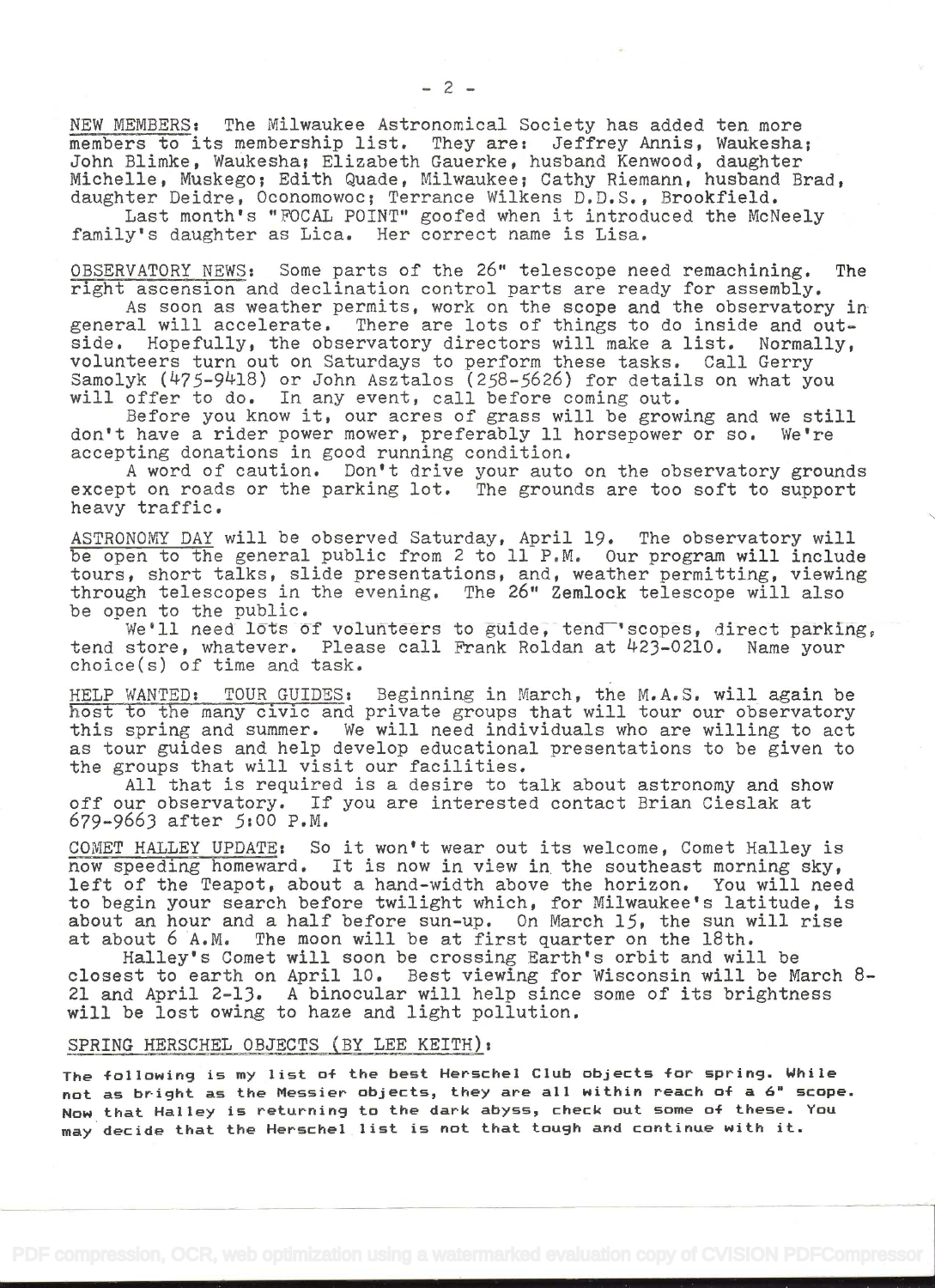NEW MEMBERS: The Milwaukee Astronomical Society has added ten more members to its membership list. They are: Jeffrey Annis, Waukesha; John Blimke, Waukesha; Elizabeth Gauerke, husband Kenwood, daughter Michelle, Muskego; Edith Quade, Milwaukee; Cathy Riemann, husband Brad, daughter Deidre, Oconomowoc; Terrance Wilkens D.D.S., Brookfield.

Last month's "FOCAL POINT" goofed when it introduced the McNeely family's daughter as Lica. Her correct name is Lisa.

OBSERVATORY NEWS: Some parts of the 26" telescope need remachining. The right ascension and declination control parts are ready for assembly.

As soon as weather permits, work on the scope and the observatory in general will accelerate. There are lots of things to do inside and outside. Hopefully, the observatory directors will make a list. Normally, volunteers turn out on Saturdays to perform these tasks. Call Gerry Samolyk (475-9418) or John Asztalos (258-5626) for details on what you will offer to do. In any event, call before coming out.

Before you know it, our acres of grass will be growing and we still don't have a rider power mower, preferably 11 horsepower or so. We're accepting donations in good running condition.

A word of caution. Don't drive your auto on the observatory grounds except on roads or the parking lot. The grounds are too soft to support heavy traffic.

ASTRONOMY DAY will be observed Saturday, April 19. The observatory will be open to the general public from 2 to 11 P.M. Our program will include tours, short talks, slide presentations, and, weather permitting, viewing through telescopes in the evening. The 26" Zemlock telescope will also be open to the public.

We'll need lots of volunteers to guide, tend 'scopes, direct parking, tend store, whatever. Please call Frank Roldan at 423-0210. Name your choice(s) of time and task.

HELP WANTED: TOUR GUIDES: Beginning in March, the M.A.S. will again be host to the many civic and private groups that will tour our observatory this spring and summer. We will need individuals who are willing to act as tour guides and help develop educational presentations to be given to the groups that will visit our facilities.

All that is required is a desire to talk about astronomy and show off our observatory. If you are interested contact Brian Cieslak at 679-9663 after 5:00 P.M.

COMET HALLEY UPDATE: So it won't wear out its welcome, Comet Halley is now speeding homeward. It is now in view in the southeast morning sky, left of the Teapot, about a hand-width above the horizon. You will need to begin your search before twilight which, for Milwaukee's latitude, is about an hour and a half before sun-up. On March 15, the sun will rise at about 6 A.M. The moon will be at first quarter on the 18th.

Halley's Comet will soon be crossing Earth's orbit and will be closest to earth on April 10. Best viewing for Wisconsin will be March 8-21 and April 2-13. A binocular will help since some of its brightness will be lost owing to haze and light pollution.

SPRING HERSCHEL OBJECTS (BY LEE KEITH):

The following is my list of the best Herschel Club objects for spring. While not as bright as the Messier objects, they are all within reach of a 6" scope. Now that Halley is returning to the dark abyss, check out some of these. You may decide that the Herschel list is not that tough and continue with it.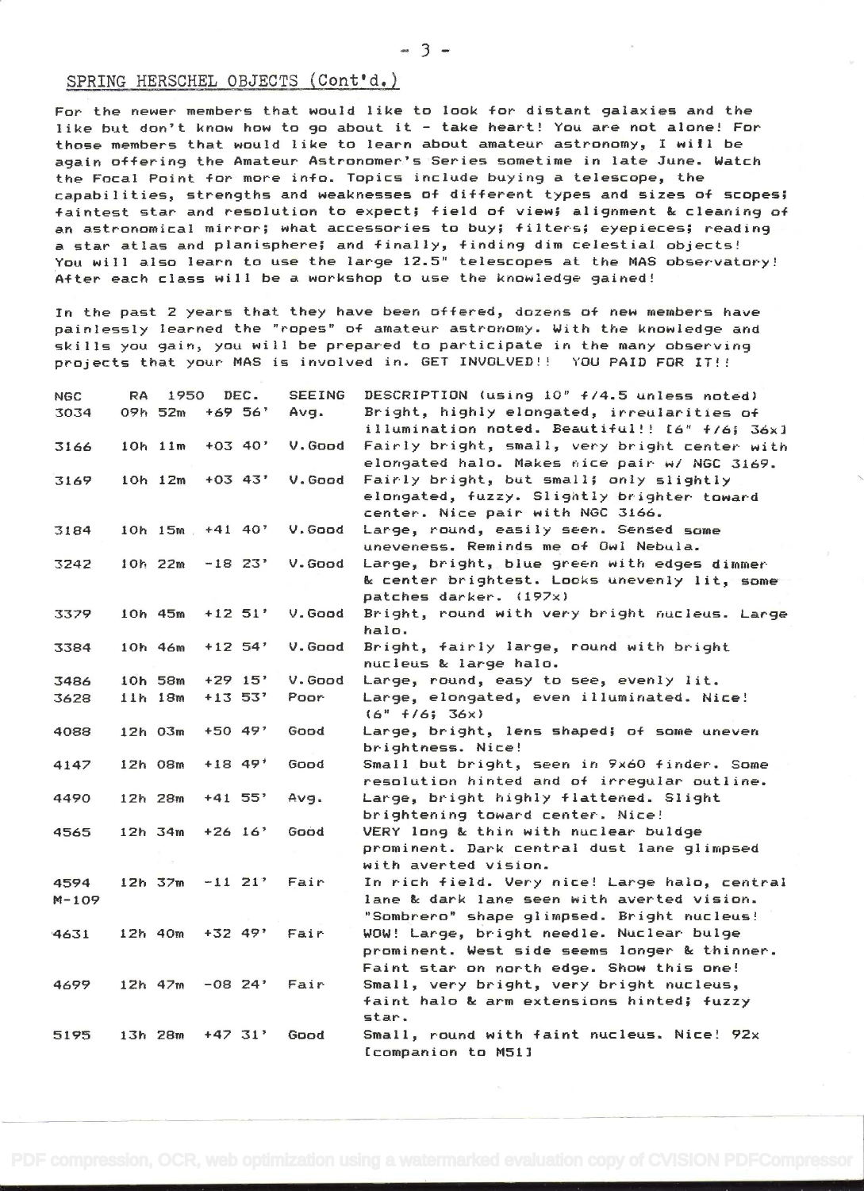## SPRING HERSCHEL OBJECTS (Cont'd.)

For the newer members that would like to look for distant galaxies and the like but don't know how to go about it - take heart! You are not alone! For those members that would like to learn about amateur astronomy, I will be again offering the Amateur Astronomer's Series sometime in late June. Watch the Focal Point for more info. Topics include buying a telescope, the capabilities, strengths and weaknesses of different types and sizes of scopes; faintest star and resolution to expect; field of view; alignment & cleaning of an astronomical mirror; what accessories to buy; filters; eyepieces; reading a star atlas and planisphere; and finally, finding dim celestial objects! You will also learn to use the large 12.5" telescopes at the MAS observatory! After each class will be a workshop to use the knowledge gained!

In the past 2 years that they have been offered, dozens of new members have painlessly learned the "ropes" of amateur astronomy. With the knowledge and skills you gain, you will be prepared to participate in the many observing projects that your MAS is involved in. GET INVOLVED!! YOU PAID FOR IT!!

| NGC | RA 1950 | DEC. | SEEING | DESCRIPTION (using 10" f/4.5 unless noted) |
|---|---|---|---|---|
| 3034 | 09h 52m | +69 56' | Avg. | Bright, highly elongated, irreularities of illumination noted. Beautiful!! [6" f/6; 36x] |
| 3166 | 10h 11m | +03 40' | V.Good | Fairly bright, small, very bright center with elongated halo. Makes nice pair w/ NGC 3169. |
| 3169 | 10h 12m | +03 43' | V.Good | Fairly bright, but small; only slightly elongated, fuzzy. Slightly brighter toward center. Nice pair with NGC 3166. |
| 3184 | 10h 15m | +41 40' | V.Good | Large, round, easily seen. Sensed some uneveness. Reminds me of Owl Nebula. |
| 3242 | 10h 22m | -18 23' | V.Good | Large, bright, blue green with edges dimmer & center brightest. Looks unevenly lit, some patches darker. (197x) |
| 3379 | 10h 45m | +12 51' | V.Good | Bright, round with very bright nucleus. Large halo. |
| 3384 | 10h 46m | +12 54' | V.Good | Bright, fairly large, round with bright nucleus & large halo. |
| 3486 | 10h 58m | +29 15' | V.Good | Large, round, easy to see, evenly lit. |
| 3628 | 11h 18m | +13 53' | Poor | Large, elongated, even illuminated. Nice! (6" f/6; 36x) |
| 4088 | 12h 03m | +50 49' | Good | Large, bright, lens shaped; of some uneven brightness. Nice! |
| 4147 | 12h 08m | +18 49' | Good | Small but bright, seen in 9x60 finder. Some resolution hinted and of irregular outline. |
| 4490 | 12h 28m | +41 55' | Avg. | Large, bright highly flattened. Slight brightening toward center. Nice! |
| 4565 | 12h 34m | +26 16' | Good | VERY long & thin with nuclear buldge prominent. Dark central dust lane glimpsed with averted vision. |
| 4594 M-109 | 12h 37m | -11 21' | Fair | In rich field. Very nice! Large halo, central lane & dark lane seen with averted vision. "Sombrero" shape glimpsed. Bright nucleus! |
| 4631 | 12h 40m | +32 49' | Fair | WOW! Large, bright needle. Nuclear bulge prominent. West side seems longer & thinner. Faint star on north edge. Show this one! |
| 4699 | 12h 47m | -08 24' | Fair | Small, very bright, very bright nucleus, faint halo & arm extensions hinted; fuzzy star. |
| 5195 | 13h 28m | +47 31' | Good | Small, round with faint nucleus. Nice! 92x [companion to M51] |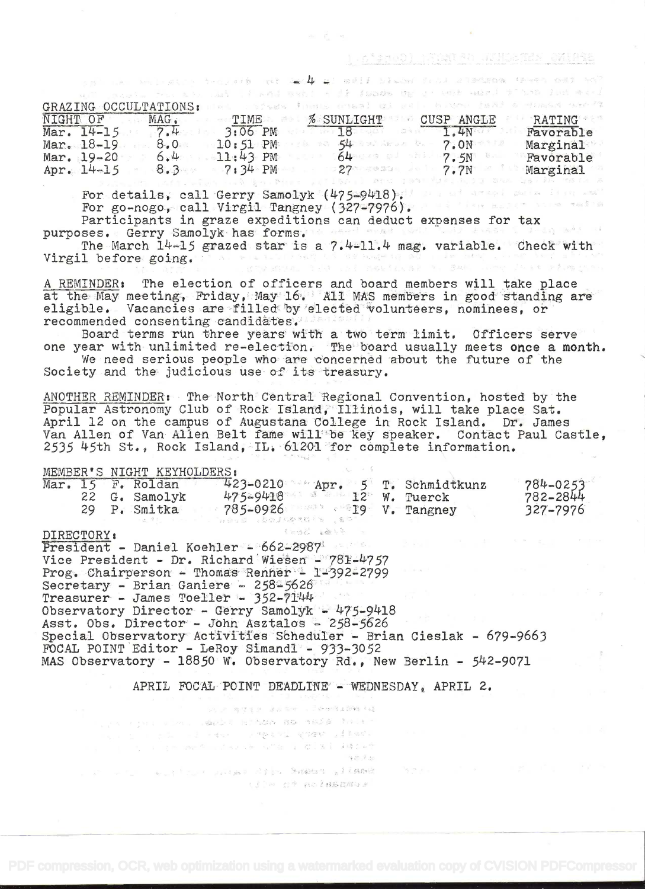GRAZING OCCULTATIONS:

| NIGHT OF | MAG. | TIME | % SUNLIGHT | CUSP ANGLE | RATING |
|---|---|---|---|---|---|
| Mar. 14-15 | 7.4 | 3:06 PM | 18 | 1.4N | Favorable |
| Mar. 18-19 | 8.0 | 10:51 PM | 54 | 7.0N | Marginal |
| Mar. 19-20 | 6.4 | 11:43 PM | 64 | 7.5N | Favorable |
| Apr. 14-15 | 8.3 | 7:34 PM | 27 | 7.7N | Marginal |

For details, call Gerry Samolyk (475-9418).
For go-nogo, call Virgil Tangney (327-7976).
Participants in graze expeditions can deduct expenses for tax purposes. Gerry Samolyk has forms.
The March 14-15 grazed star is a 7.4-11.4 mag. variable. Check with Virgil before going.

A REMINDER: The election of officers and board members will take place at the May meeting, Friday, May 16. All MAS members in good standing are eligible. Vacancies are filled by elected volunteers, nominees, or recommended consenting candidates.

Board terms run three years with a two term limit. Officers serve one year with unlimited re-election. The board usually meets once a month.

We need serious people who are concerned about the future of the Society and the judicious use of its treasury.

ANOTHER REMINDER: The North Central Regional Convention, hosted by the Popular Astronomy Club of Rock Island, Illinois, will take place Sat. April 12 on the campus of Augustana College in Rock Island. Dr. James Van Allen of Van Allen Belt fame will be key speaker. Contact Paul Castle, 2535 45th St., Rock Island, IL. 61201 for complete information.

MEMBER'S NIGHT KEYHOLDERS:

| | | | | | |
|---|---|---|---|---|---|
| Mar. 15 | F. Roldan | 423-0210 | Apr. 5 | T. Schmidtkunz | 784-0253 |
| 22 | G. Samolyk | 475-9418 | 12 | W. Tuerck | 782-2844 |
| 29 | P. Smitka | 785-0926 | 19 | V. Tangney | 327-7976 |

DIRECTORY:

President - Daniel Koehler - 662-2987
Vice President - Dr. Richard Wiesen - 781-4757
Prog. Chairperson - Thomas Renner - 1-392-2799
Secretary - Brian Ganiere - 258-5626
Treasurer - James Toeller - 352-7144
Observatory Director - Gerry Samolyk - 475-9418
Asst. Obs. Director - John Asztalos - 258-5626
Special Observatory Activities Scheduler - Brian Cieslak - 679-9663
FOCAL POINT Editor - LeRoy Simandl - 933-3052
MAS Observatory - 18850 W. Observatory Rd., New Berlin - 542-9071

APRIL FOCAL POINT DEADLINE - WEDNESDAY, APRIL 2.